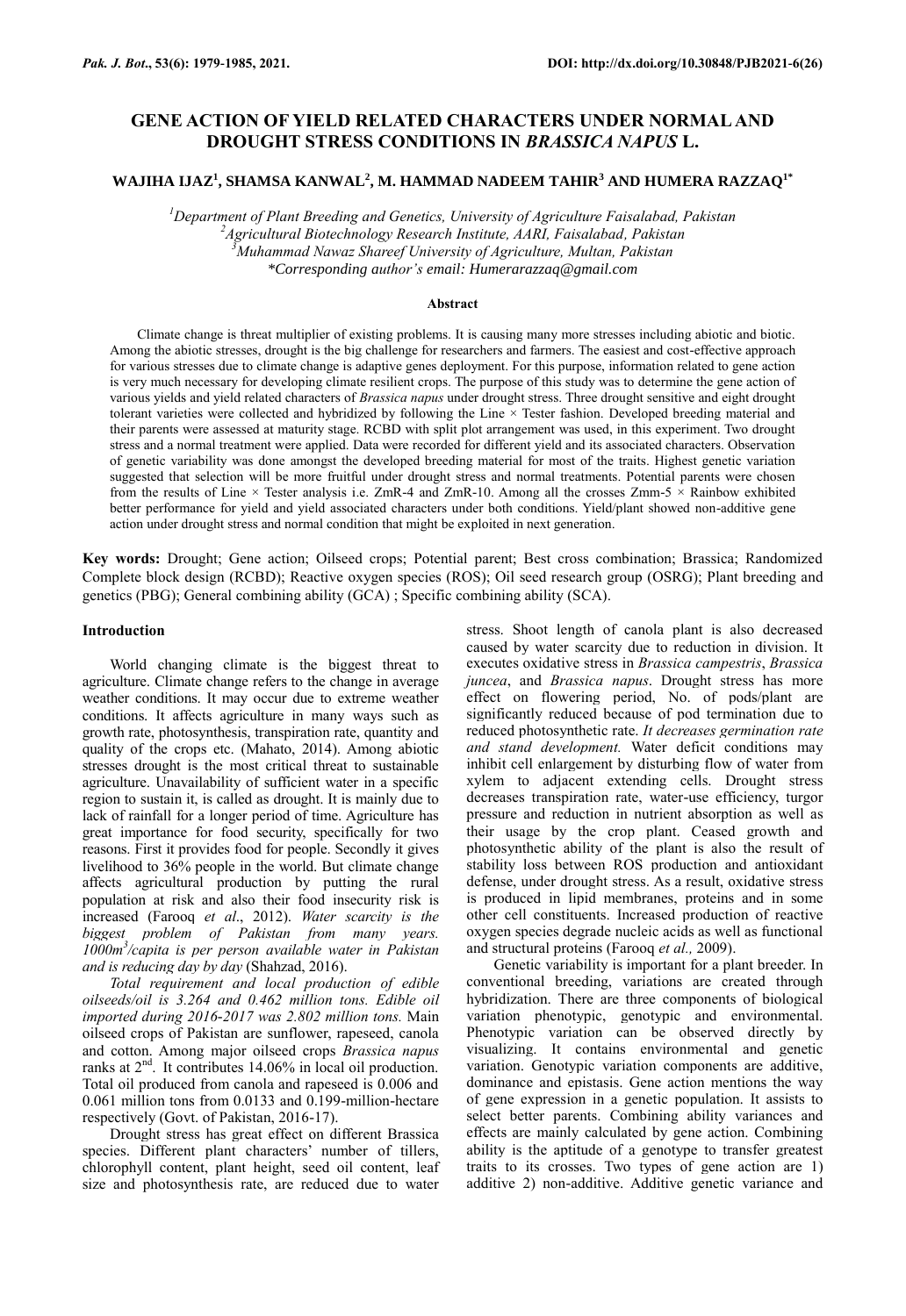# GENE ACTION OF YIELD RELATED CHARACTERS UNDER NORMAL AND DROUGHT STRESS CONDITIONS IN *BRASSICA NAPUS* L.

**WAJIHA IJAZ[1], SHAMSA KANWAL[2], M. HAMMAD NADEEM TAHIR[3] AND HUMERA RAZZAQ[1*]**

*[1]Department of Plant Breeding and Genetics, University of Agriculture Faisalabad, Pakistan*
*[2]Agricultural Biotechnology Research Institute, AARI, Faisalabad, Pakistan*
*[3]Muhammad Nawaz Shareef University of Agriculture, Multan, Pakistan*
*\*Corresponding author's email: Humerarazzaq@gmail.com*

### Abstract

Climate change is threat multiplier of existing problems. It is causing many more stresses including abiotic and biotic. Among the abiotic stresses, drought is the big challenge for researchers and farmers. The easiest and cost-effective approach for various stresses due to climate change is adaptive genes deployment. For this purpose, information related to gene action is very much necessary for developing climate resilient crops. The purpose of this study was to determine the gene action of various yields and yield related characters of *Brassica napus* under drought stress. Three drought sensitive and eight drought tolerant varieties were collected and hybridized by following the Line × Tester fashion. Developed breeding material and their parents were assessed at maturity stage. RCBD with split plot arrangement was used, in this experiment. Two drought stress and a normal treatment were applied. Data were recorded for different yield and its associated characters. Observation of genetic variability was done amongst the developed breeding material for most of the traits. Highest genetic variation suggested that selection will be more fruitful under drought stress and normal treatments. Potential parents were chosen from the results of Line × Tester analysis i.e. ZmR-4 and ZmR-10. Among all the crosses Zmm-5 × Rainbow exhibited better performance for yield and yield associated characters under both conditions. Yield/plant showed non-additive gene action under drought stress and normal condition that might be exploited in next generation.

**Key words:** Drought; Gene action; Oilseed crops; Potential parent; Best cross combination; Brassica; Randomized Complete block design (RCBD); Reactive oxygen species (ROS); Oil seed research group (OSRG); Plant breeding and genetics (PBG); General combining ability (GCA) ; Specific combining ability (SCA).

## Introduction

World changing climate is the biggest threat to agriculture. Climate change refers to the change in average weather conditions. It may occur due to extreme weather conditions. It affects agriculture in many ways such as growth rate, photosynthesis, transpiration rate, quantity and quality of the crops etc. (Mahato, 2014). Among abiotic stresses drought is the most critical threat to sustainable agriculture. Unavailability of sufficient water in a specific region to sustain it, is called as drought. It is mainly due to lack of rainfall for a longer period of time. Agriculture has great importance for food security, specifically for two reasons. First it provides food for people. Secondly it gives livelihood to 36% people in the world. But climate change affects agricultural production by putting the rural population at risk and also their food insecurity risk is increased (Farooq *et al*., 2012). *Water scarcity is the biggest problem of Pakistan from many years. 1000m$^3$/capita is per person available water in Pakistan and is reducing day by day* (Shahzad, 2016).

*Total requirement and local production of edible oilseeds/oil is 3.264 and 0.462 million tons. Edible oil imported during 2016-2017 was 2.802 million tons.* Main oilseed crops of Pakistan are sunflower, rapeseed, canola and cotton. Among major oilseed crops *Brassica napus* ranks at 2$^{nd}$. It contributes 14.06% in local oil production. Total oil produced from canola and rapeseed is 0.006 and 0.061 million tons from 0.0133 and 0.199-million-hectare respectively (Govt. of Pakistan, 2016-17).

Drought stress has great effect on different Brassica species. Different plant characters' number of tillers, chlorophyll content, plant height, seed oil content, leaf size and photosynthesis rate, are reduced due to water stress. Shoot length of canola plant is also decreased caused by water scarcity due to reduction in division. It executes oxidative stress in *Brassica campestris*, *Brassica juncea*, and *Brassica napus*. Drought stress has more effect on flowering period, No. of pods/plant are significantly reduced because of pod termination due to reduced photosynthetic rate. *It decreases germination rate and stand development.* Water deficit conditions may inhibit cell enlargement by disturbing flow of water from xylem to adjacent extending cells. Drought stress decreases transpiration rate, water-use efficiency, turgor pressure and reduction in nutrient absorption as well as their usage by the crop plant. Ceased growth and photosynthetic ability of the plant is also the result of stability loss between ROS production and antioxidant defense, under drought stress. As a result, oxidative stress is produced in lipid membranes, proteins and in some other cell constituents. Increased production of reactive oxygen species degrade nucleic acids as well as functional and structural proteins (Farooq *et al.,* 2009).

Genetic variability is important for a plant breeder. In conventional breeding, variations are created through hybridization. There are three components of biological variation phenotypic, genotypic and environmental. Phenotypic variation can be observed directly by visualizing. It contains environmental and genetic variation. Genotypic variation components are additive, dominance and epistasis. Gene action mentions the way of gene expression in a genetic population. It assists to select better parents. Combining ability variances and effects are mainly calculated by gene action. Combining ability is the aptitude of a genotype to transfer greatest traits to its crosses. Two types of gene action are 1) additive 2) non-additive. Additive genetic variance and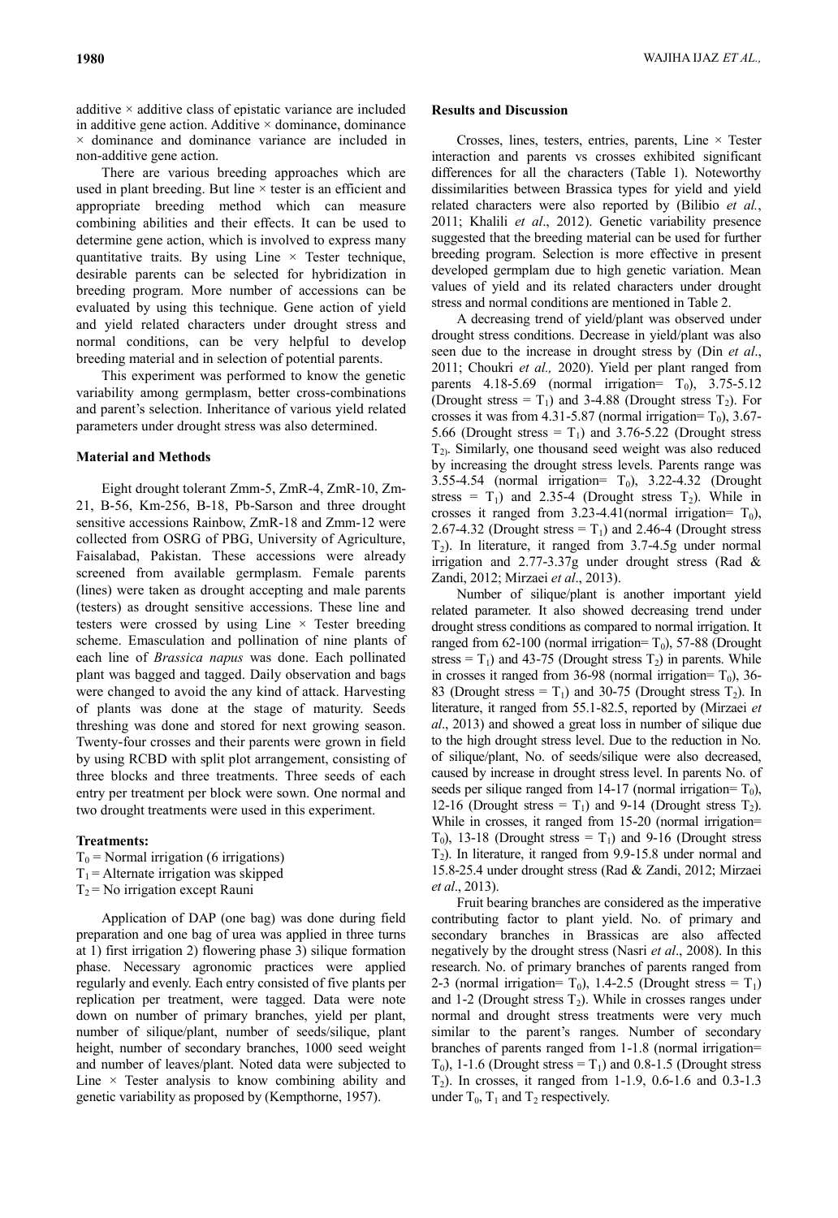additive × additive class of epistatic variance are included in additive gene action. Additive × dominance, dominance × dominance and dominance variance are included in non-additive gene action.

There are various breeding approaches which are used in plant breeding. But line × tester is an efficient and appropriate breeding method which can measure combining abilities and their effects. It can be used to determine gene action, which is involved to express many quantitative traits. By using Line × Tester technique, desirable parents can be selected for hybridization in breeding program. More number of accessions can be evaluated by using this technique. Gene action of yield and yield related characters under drought stress and normal conditions, can be very helpful to develop breeding material and in selection of potential parents.

This experiment was performed to know the genetic variability among germplasm, better cross-combinations and parent's selection. Inheritance of various yield related parameters under drought stress was also determined.

## Material and Methods

Eight drought tolerant Zmm-5, ZmR-4, ZmR-10, Zm-21, B-56, Km-256, B-18, Pb-Sarson and three drought sensitive accessions Rainbow, ZmR-18 and Zmm-12 were collected from OSRG of PBG, University of Agriculture, Faisalabad, Pakistan. These accessions were already screened from available germplasm. Female parents (lines) were taken as drought accepting and male parents (testers) as drought sensitive accessions. These line and testers were crossed by using Line × Tester breeding scheme. Emasculation and pollination of nine plants of each line of *Brassica napus* was done. Each pollinated plant was bagged and tagged. Daily observation and bags were changed to avoid the any kind of attack. Harvesting of plants was done at the stage of maturity. Seeds threshing was done and stored for next growing season. Twenty-four crosses and their parents were grown in field by using RCBD with split plot arrangement, consisting of three blocks and three treatments. Three seeds of each entry per treatment per block were sown. One normal and two drought treatments were used in this experiment.

**Treatments:**

$T_0$ = Normal irrigation (6 irrigations)
$T_1$ = Alternate irrigation was skipped
$T_2$ = No irrigation except Rauni

Application of DAP (one bag) was done during field preparation and one bag of urea was applied in three turns at 1) first irrigation 2) flowering phase 3) silique formation phase. Necessary agronomic practices were applied regularly and evenly. Each entry consisted of five plants per replication per treatment, were tagged. Data were note down on number of primary branches, yield per plant, number of silique/plant, number of seeds/silique, plant height, number of secondary branches, 1000 seed weight and number of leaves/plant. Noted data were subjected to Line × Tester analysis to know combining ability and genetic variability as proposed by (Kempthorne, 1957).

## Results and Discussion

Crosses, lines, testers, entries, parents, Line × Tester interaction and parents vs crosses exhibited significant differences for all the characters (Table 1). Noteworthy dissimilarities between Brassica types for yield and yield related characters were also reported by (Bilibio *et al.*, 2011; Khalili *et al*., 2012). Genetic variability presence suggested that the breeding material can be used for further breeding program. Selection is more effective in present developed germplam due to high genetic variation. Mean values of yield and its related characters under drought stress and normal conditions are mentioned in Table 2.

A decreasing trend of yield/plant was observed under drought stress conditions. Decrease in yield/plant was also seen due to the increase in drought stress by (Din *et al*., 2011; Choukri *et al.,* 2020). Yield per plant ranged from parents 4.18-5.69 (normal irrigation= $T_0$), 3.75-5.12 (Drought stress = $T_1$) and 3-4.88 (Drought stress $T_2$). For crosses it was from 4.31-5.87 (normal irrigation= $T_0$), 3.67-5.66 (Drought stress = $T_1$) and 3.76-5.22 (Drought stress $T_2$). Similarly, one thousand seed weight was also reduced by increasing the drought stress levels. Parents range was 3.55-4.54 (normal irrigation= $T_0$), 3.22-4.32 (Drought stress = $T_1$) and 2.35-4 (Drought stress $T_2$). While in crosses it ranged from 3.23-4.41(normal irrigation= $T_0$), 2.67-4.32 (Drought stress = $T_1$) and 2.46-4 (Drought stress $T_2$). In literature, it ranged from 3.7-4.5g under normal irrigation and 2.77-3.37g under drought stress (Rad & Zandi, 2012; Mirzaei *et al*., 2013).

Number of silique/plant is another important yield related parameter. It also showed decreasing trend under drought stress conditions as compared to normal irrigation. It ranged from 62-100 (normal irrigation= $T_0$), 57-88 (Drought stress = $T_1$) and 43-75 (Drought stress $T_2$) in parents. While in crosses it ranged from 36-98 (normal irrigation= $T_0$), 36-83 (Drought stress = $T_1$) and 30-75 (Drought stress $T_2$). In literature, it ranged from 55.1-82.5, reported by (Mirzaei *et al*., 2013) and showed a great loss in number of silique due to the high drought stress level. Due to the reduction in No. of silique/plant, No. of seeds/silique were also decreased, caused by increase in drought stress level. In parents No. of seeds per silique ranged from 14-17 (normal irrigation= $T_0$), 12-16 (Drought stress = $T_1$) and 9-14 (Drought stress $T_2$). While in crosses, it ranged from 15-20 (normal irrigation= $T_0$), 13-18 (Drought stress = $T_1$) and 9-16 (Drought stress $T_2$). In literature, it ranged from 9.9-15.8 under normal and 15.8-25.4 under drought stress (Rad & Zandi, 2012; Mirzaei *et al*., 2013).

Fruit bearing branches are considered as the imperative contributing factor to plant yield. No. of primary and secondary branches in Brassicas are also affected negatively by the drought stress (Nasri *et al*., 2008). In this research. No. of primary branches of parents ranged from 2-3 (normal irrigation= $T_0$), 1.4-2.5 (Drought stress = $T_1$) and 1-2 (Drought stress $T_2$). While in crosses ranges under normal and drought stress treatments were very much similar to the parent's ranges. Number of secondary branches of parents ranged from 1-1.8 (normal irrigation= $T_0$), 1-1.6 (Drought stress = $T_1$) and 0.8-1.5 (Drought stress $T_2$). In crosses, it ranged from 1-1.9, 0.6-1.6 and 0.3-1.3 under $T_0$, $T_1$ and $T_2$ respectively.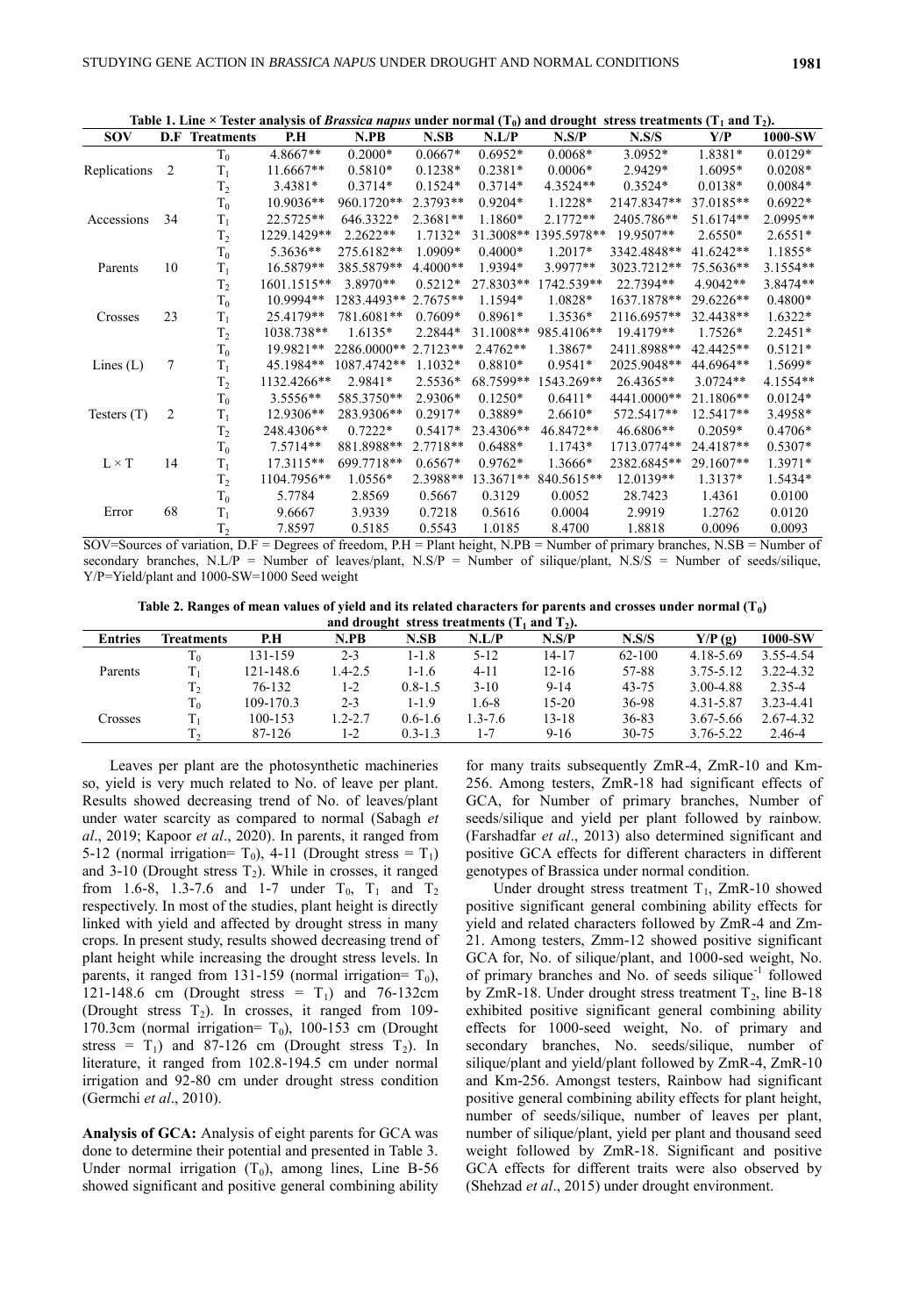**Table 1. Line × Tester analysis of *Brassica napus* under normal ($T_0$) and drought stress treatments ($T_1$ and $T_2$).**

| SOV | D.F | Treatments | P.H | N.PB | N.SB | N.L/P | N.S/P | N.S/S | Y/P | 1000-SW |
|---|---|---|---|---|---|---|---|---|---|---|
| | | $T_0$ | 4.8667** | 0.2000* | 0.0667* | 0.6952* | 0.0068* | 3.0952* | 1.8381* | 0.0129* |
| Replications | 2 | $T_1$ | 11.6667** | 0.5810* | 0.1238* | 0.2381* | 0.0006* | 2.9429* | 1.6095* | 0.0208* |
| | | $T_2$ | 3.4381* | 0.3714* | 0.1524* | 0.3714* | 4.3524** | 0.3524* | 0.0138* | 0.0084* |
| | | $T_0$ | 10.9036** | 960.1720** | 2.3793** | 0.9204* | 1.1228* | 2147.8347** | 37.0185** | 0.6922* |
| Accessions | 34 | $T_1$ | 22.5725** | 646.3322* | 2.3681** | 1.1860* | 2.1772** | 2405.786** | 51.6174** | 2.0995** |
| | | $T_2$ | 1229.1429** | 2.2622** | 1.7132* | 31.3008** | 1395.5978** | 19.9507** | 2.6550* | 2.6551* |
| | | $T_0$ | 5.3636** | 275.6182** | 1.0909* | 0.4000* | 1.2017* | 3342.4848** | 41.6242** | 1.1855* |
| Parents | 10 | $T_1$ | 16.5879** | 385.5879** | 4.4000** | 1.9394* | 3.9977** | 3023.7212** | 75.5636** | 3.1554** |
| | | $T_2$ | 1601.1515** | 3.8970** | 0.5212* | 27.8303** | 1742.539** | 22.7394** | 4.9042** | 3.8474** |
| | | $T_0$ | 10.9994** | 1283.4493** | 2.7675** | 1.1594* | 1.0828* | 1637.1878** | 29.6226** | 0.4800* |
| Crosses | 23 | $T_1$ | 25.4179** | 781.6081** | 0.7609* | 0.8961* | 1.3536* | 2116.6957** | 32.4438** | 1.6322* |
| | | $T_2$ | 1038.738** | 1.6135* | 2.2844* | 31.1008** | 985.4106** | 19.4179** | 1.7526* | 2.2451* |
| | | $T_0$ | 19.9821** | 2286.0000** | 2.7123** | 2.4762** | 1.3867* | 2411.8988** | 42.4425** | 0.5121* |
| Lines (L) | 7 | $T_1$ | 45.1984** | 1087.4742** | 1.1032* | 0.8810* | 0.9541* | 2025.9048** | 44.6964** | 1.5699* |
| | | $T_2$ | 1132.4266** | 2.9841* | 2.5536* | 68.7599** | 1543.269** | 26.4365** | 3.0724** | 4.1554** |
| | | $T_0$ | 3.5556** | 585.3750** | 2.9306* | 0.1250* | 0.6411* | 4441.0000** | 21.1806** | 0.0124* |
| Testers (T) | 2 | $T_1$ | 12.9306** | 283.9306** | 0.2917* | 0.3889* | 2.6610* | 572.5417** | 12.5417** | 3.4958* |
| | | $T_2$ | 248.4306** | 0.7222* | 0.5417* | 23.4306** | 46.8472** | 46.6806** | 0.2059* | 0.4706* |
| | | $T_0$ | 7.5714** | 881.8988** | 2.7718** | 0.6488* | 1.1743* | 1713.0774** | 24.4187** | 0.5307* |
| L × T | 14 | $T_1$ | 17.3115** | 699.7718** | 0.6567* | 0.9762* | 1.3666* | 2382.6845** | 29.1607** | 1.3971* |
| | | $T_2$ | 1104.7956** | 1.0556* | 2.3988** | 13.3671** | 840.5615** | 12.0139** | 1.3137* | 1.5434* |
| | | $T_0$ | 5.7784 | 2.8569 | 0.5667 | 0.3129 | 0.0052 | 28.7423 | 1.4361 | 0.0100 |
| Error | 68 | $T_1$ | 9.6667 | 3.9339 | 0.7218 | 0.5616 | 0.0004 | 2.9919 | 1.2762 | 0.0120 |
| | | $T_2$ | 7.8597 | 0.5185 | 0.5543 | 1.0185 | 8.4700 | 1.8818 | 0.0096 | 0.0093 |

SOV=Sources of variation, D.F = Degrees of freedom, P.H = Plant height, N.PB = Number of primary branches, N.SB = Number of secondary branches, N.L/P = Number of leaves/plant, N.S/P = Number of silique/plant, N.S/S = Number of seeds/silique, Y/P=Yield/plant and 1000-SW=1000 Seed weight

**Table 2. Ranges of mean values of yield and its related characters for parents and crosses under normal ($T_0$) and drought stress treatments ($T_1$ and $T_2$).**

| Entries | Treatments | P.H | N.PB | N.SB | N.L/P | N.S/P | N.S/S | Y/P (g) | 1000-SW |
|---|---|---|---|---|---|---|---|---|---|
| | $T_0$ | 131-159 | 2-3 | 1-1.8 | 5-12 | 14-17 | 62-100 | 4.18-5.69 | 3.55-4.54 |
| Parents | $T_1$ | 121-148.6 | 1.4-2.5 | 1-1.6 | 4-11 | 12-16 | 57-88 | 3.75-5.12 | 3.22-4.32 |
| | $T_2$ | 76-132 | 1-2 | 0.8-1.5 | 3-10 | 9-14 | 43-75 | 3.00-4.88 | 2.35-4 |
| | $T_0$ | 109-170.3 | 2-3 | 1-1.9 | 1.6-8 | 15-20 | 36-98 | 4.31-5.87 | 3.23-4.41 |
| Crosses | $T_1$ | 100-153 | 1.2-2.7 | 0.6-1.6 | 1.3-7.6 | 13-18 | 36-83 | 3.67-5.66 | 2.67-4.32 |
| | $T_2$ | 87-126 | 1-2 | 0.3-1.3 | 1-7 | 9-16 | 30-75 | 3.76-5.22 | 2.46-4 |

Leaves per plant are the photosynthetic machineries so, yield is very much related to No. of leave per plant. Results showed decreasing trend of No. of leaves/plant under water scarcity as compared to normal (Sabagh *et al*., 2019; Kapoor *et al*., 2020). In parents, it ranged from 5-12 (normal irrigation= $T_0$), 4-11 (Drought stress = $T_1$) and 3-10 (Drought stress $T_2$). While in crosses, it ranged from 1.6-8, 1.3-7.6 and 1-7 under $T_0$, $T_1$ and $T_2$ respectively. In most of the studies, plant height is directly linked with yield and affected by drought stress in many crops. In present study, results showed decreasing trend of plant height while increasing the drought stress levels. In parents, it ranged from 131-159 (normal irrigation= $T_0$), 121-148.6 cm (Drought stress = $T_1$) and 76-132cm (Drought stress $T_2$). In crosses, it ranged from 109-170.3cm (normal irrigation= $T_0$), 100-153 cm (Drought stress = $T_1$) and 87-126 cm (Drought stress $T_2$). In literature, it ranged from 102.8-194.5 cm under normal irrigation and 92-80 cm under drought stress condition (Germchi *et al*., 2010).

**Analysis of GCA:** Analysis of eight parents for GCA was done to determine their potential and presented in Table 3. Under normal irrigation ($T_0$), among lines, Line B-56 showed significant and positive general combining ability for many traits subsequently ZmR-4, ZmR-10 and Km-256. Among testers, ZmR-18 had significant effects of GCA, for Number of primary branches, Number of seeds/silique and yield per plant followed by rainbow. (Farshadfar *et al*., 2013) also determined significant and positive GCA effects for different characters in different genotypes of Brassica under normal condition.

Under drought stress treatment $T_1$, ZmR-10 showed positive significant general combining ability effects for yield and related characters followed by ZmR-4 and Zm-21. Among testers, Zmm-12 showed positive significant GCA for, No. of silique/plant, and 1000-sed weight, No. of primary branches and No. of seeds silique$^{-1}$ followed by ZmR-18. Under drought stress treatment $T_2$, line B-18 exhibited positive significant general combining ability effects for 1000-seed weight, No. of primary and secondary branches, No. seeds/silique, number of silique/plant and yield/plant followed by ZmR-4, ZmR-10 and Km-256. Amongst testers, Rainbow had significant positive general combining ability effects for plant height, number of seeds/silique, number of leaves per plant, number of silique/plant, yield per plant and thousand seed weight followed by ZmR-18. Significant and positive GCA effects for different traits were also observed by (Shehzad *et al*., 2015) under drought environment.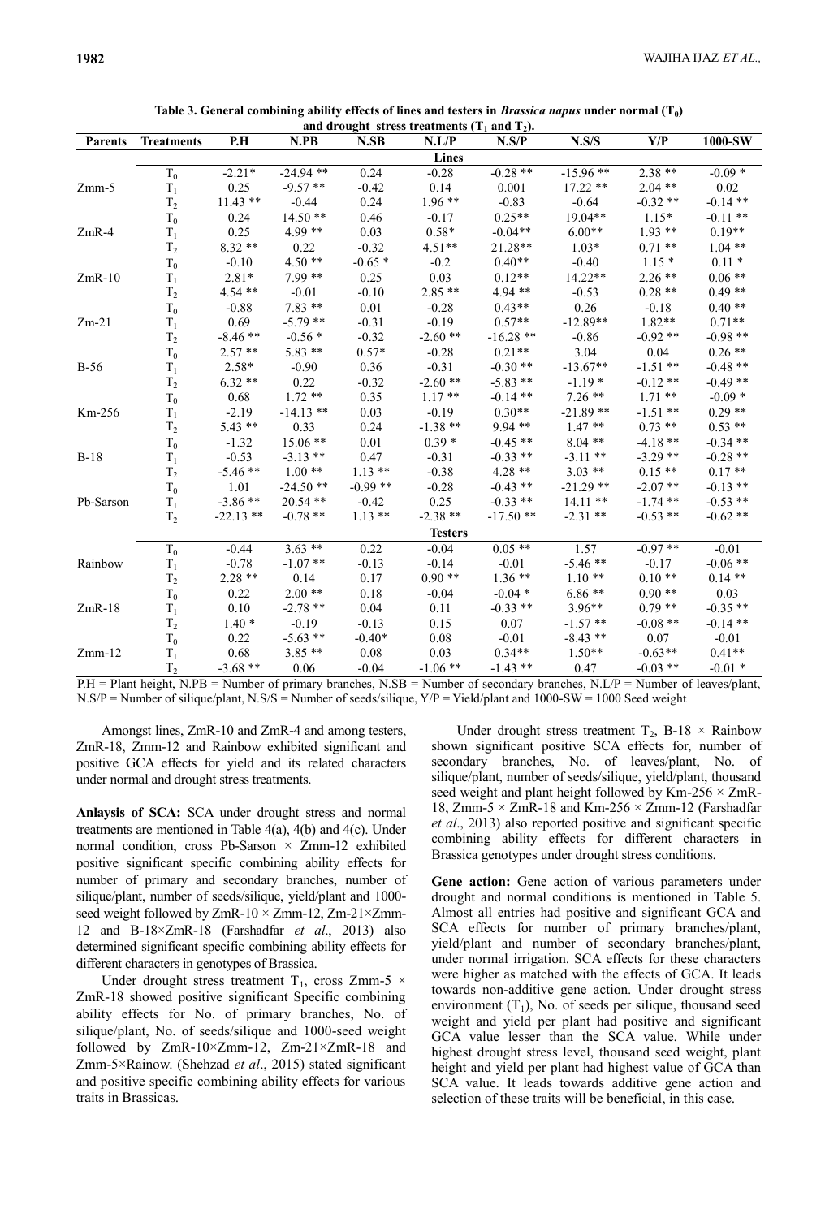**Table 3. General combining ability effects of lines and testers in *Brassica napus* under normal ($T_0$) and drought stress treatments ($T_1$ and $T_2$).**

| Parents | Treatments | P.H | N.PB | N.SB | N.L/P | N.S/P | N.S/S | Y/P | 1000-SW |
|---|---|---|---|---|---|---|---|---|---|
| | | | | | **Lines** | | | | |
| | $T_0$ | -2.21* | -24.94 ** | 0.24 | -0.28 | -0.28 ** | -15.96 ** | 2.38 ** | -0.09 * |
| Zmm-5 | $T_1$ | 0.25 | -9.57 ** | -0.42 | 0.14 | 0.001 | 17.22 ** | 2.04 ** | 0.02 |
| | $T_2$ | 11.43 ** | -0.44 | 0.24 | 1.96 ** | -0.83 | -0.64 | -0.32 ** | -0.14 ** |
| | $T_0$ | 0.24 | 14.50 ** | 0.46 | -0.17 | 0.25** | 19.04** | 1.15* | -0.11 ** |
| ZmR-4 | $T_1$ | 0.25 | 4.99 ** | 0.03 | 0.58* | -0.04** | 6.00** | 1.93 ** | 0.19** |
| | $T_2$ | 8.32 ** | 0.22 | -0.32 | 4.51** | 21.28** | 1.03* | 0.71 ** | 1.04 ** |
| | $T_0$ | -0.10 | 4.50 ** | -0.65 * | -0.2 | 0.40** | -0.40 | 1.15 * | 0.11 * |
| ZmR-10 | $T_1$ | 2.81* | 7.99 ** | 0.25 | 0.03 | 0.12** | 14.22** | 2.26 ** | 0.06 ** |
| | $T_2$ | 4.54 ** | -0.01 | -0.10 | 2.85 ** | 4.94 ** | -0.53 | 0.28 ** | 0.49 ** |
| | $T_0$ | -0.88 | 7.83 ** | 0.01 | -0.28 | 0.43** | 0.26 | -0.18 | 0.40 ** |
| Zm-21 | $T_1$ | 0.69 | -5.79 ** | -0.31 | -0.19 | 0.57** | -12.89** | 1.82** | 0.71** |
| | $T_2$ | -8.46 ** | -0.56 * | -0.32 | -2.60 ** | -16.28 ** | -0.86 | -0.92 ** | -0.98 ** |
| | $T_0$ | 2.57 ** | 5.83 ** | 0.57* | -0.28 | 0.21** | 3.04 | 0.04 | 0.26 ** |
| B-56 | $T_1$ | 2.58* | -0.90 | 0.36 | -0.31 | -0.30 ** | -13.67** | -1.51 ** | -0.48 ** |
| | $T_2$ | 6.32 ** | 0.22 | -0.32 | -2.60 ** | -5.83 ** | -1.19 * | -0.12 ** | -0.49 ** |
| | $T_0$ | 0.68 | 1.72 ** | 0.35 | 1.17 ** | -0.14 ** | 7.26 ** | 1.71 ** | -0.09 * |
| Km-256 | $T_1$ | -2.19 | -14.13 ** | 0.03 | -0.19 | 0.30** | -21.89 ** | -1.51 ** | 0.29 ** |
| | $T_2$ | 5.43 ** | 0.33 | 0.24 | -1.38 ** | 9.94 ** | 1.47 ** | 0.73 ** | 0.53 ** |
| | $T_0$ | -1.32 | 15.06 ** | 0.01 | 0.39 * | -0.45 ** | 8.04 ** | -4.18 ** | -0.34 ** |
| B-18 | $T_1$ | -0.53 | -3.13 ** | 0.47 | -0.31 | -0.33 ** | -3.11 ** | -3.29 ** | -0.28 ** |
| | $T_2$ | -5.46 ** | 1.00 ** | 1.13 ** | -0.38 | 4.28 ** | 3.03 ** | 0.15 ** | 0.17 ** |
| | $T_0$ | 1.01 | -24.50 ** | -0.99 ** | -0.28 | -0.43 ** | -21.29 ** | -2.07 ** | -0.13 ** |
| Pb-Sarson | $T_1$ | -3.86 ** | 20.54 ** | -0.42 | 0.25 | -0.33 ** | 14.11 ** | -1.74 ** | -0.53 ** |
| | $T_2$ | -22.13 ** | -0.78 ** | 1.13 ** | -2.38 ** | -17.50 ** | -2.31 ** | -0.53 ** | -0.62 ** |
| | | | | | **Testers** | | | | |
| | $T_0$ | -0.44 | 3.63 ** | 0.22 | -0.04 | 0.05 ** | 1.57 | -0.97 ** | -0.01 |
| Rainbow | $T_1$ | -0.78 | -1.07 ** | -0.13 | -0.14 | -0.01 | -5.46 ** | -0.17 | -0.06 ** |
| | $T_2$ | 2.28 ** | 0.14 | 0.17 | 0.90 ** | 1.36 ** | 1.10 ** | 0.10 ** | 0.14 ** |
| | $T_0$ | 0.22 | 2.00 ** | 0.18 | -0.04 | -0.04 * | 6.86 ** | 0.90 ** | 0.03 |
| ZmR-18 | $T_1$ | 0.10 | -2.78 ** | 0.04 | 0.11 | -0.33 ** | 3.96** | 0.79 ** | -0.35 ** |
| | $T_2$ | 1.40 * | -0.19 | -0.13 | 0.15 | 0.07 | -1.57 ** | -0.08 ** | -0.14 ** |
| | $T_0$ | 0.22 | -5.63 ** | -0.40* | 0.08 | -0.01 | -8.43 ** | 0.07 | -0.01 |
| Zmm-12 | $T_1$ | 0.68 | 3.85 ** | 0.08 | 0.03 | 0.34** | 1.50** | -0.63** | 0.41** |
| | $T_2$ | -3.68 ** | 0.06 | -0.04 | -1.06 ** | -1.43 ** | 0.47 | -0.03 ** | -0.01 * |

P.H = Plant height, N.PB = Number of primary branches, N.SB = Number of secondary branches, N.L/P = Number of leaves/plant, N.S/P = Number of silique/plant, N.S/S = Number of seeds/silique, Y/P = Yield/plant and 1000-SW = 1000 Seed weight

Amongst lines, ZmR-10 and ZmR-4 and among testers, ZmR-18, Zmm-12 and Rainbow exhibited significant and positive GCA effects for yield and its related characters under normal and drought stress treatments.

**Anlaysis of SCA:** SCA under drought stress and normal treatments are mentioned in Table 4(a), 4(b) and 4(c). Under normal condition, cross Pb-Sarson × Zmm-12 exhibited positive significant specific combining ability effects for number of primary and secondary branches, number of silique/plant, number of seeds/silique, yield/plant and 1000-seed weight followed by ZmR-10 × Zmm-12, Zm-21×Zmm-12 and B-18×ZmR-18 (Farshadfar *et al*., 2013) also determined significant specific combining ability effects for different characters in genotypes of Brassica.

Under drought stress treatment $T_1$, cross Zmm-5 × ZmR-18 showed positive significant Specific combining ability effects for No. of primary branches, No. of silique/plant, No. of seeds/silique and 1000-seed weight followed by ZmR-10×Zmm-12, Zm-21×ZmR-18 and Zmm-5×Rainow. (Shehzad *et al*., 2015) stated significant and positive specific combining ability effects for various traits in Brassicas.

Under drought stress treatment $T_2$, B-18 × Rainbow shown significant positive SCA effects for, number of secondary branches, No. of leaves/plant, No. of silique/plant, number of seeds/silique, yield/plant, thousand seed weight and plant height followed by Km-256 × ZmR-18, Zmm-5 × ZmR-18 and Km-256 × Zmm-12 (Farshadfar *et al*., 2013) also reported positive and significant specific combining ability effects for different characters in Brassica genotypes under drought stress conditions.

**Gene action:** Gene action of various parameters under drought and normal conditions is mentioned in Table 5. Almost all entries had positive and significant GCA and SCA effects for number of primary branches/plant, yield/plant and number of secondary branches/plant, under normal irrigation. SCA effects for these characters were higher as matched with the effects of GCA. It leads towards non-additive gene action. Under drought stress environment ($T_1$), No. of seeds per silique, thousand seed weight and yield per plant had positive and significant GCA value lesser than the SCA value. While under highest drought stress level, thousand seed weight, plant height and yield per plant had highest value of GCA than SCA value. It leads towards additive gene action and selection of these traits will be beneficial, in this case.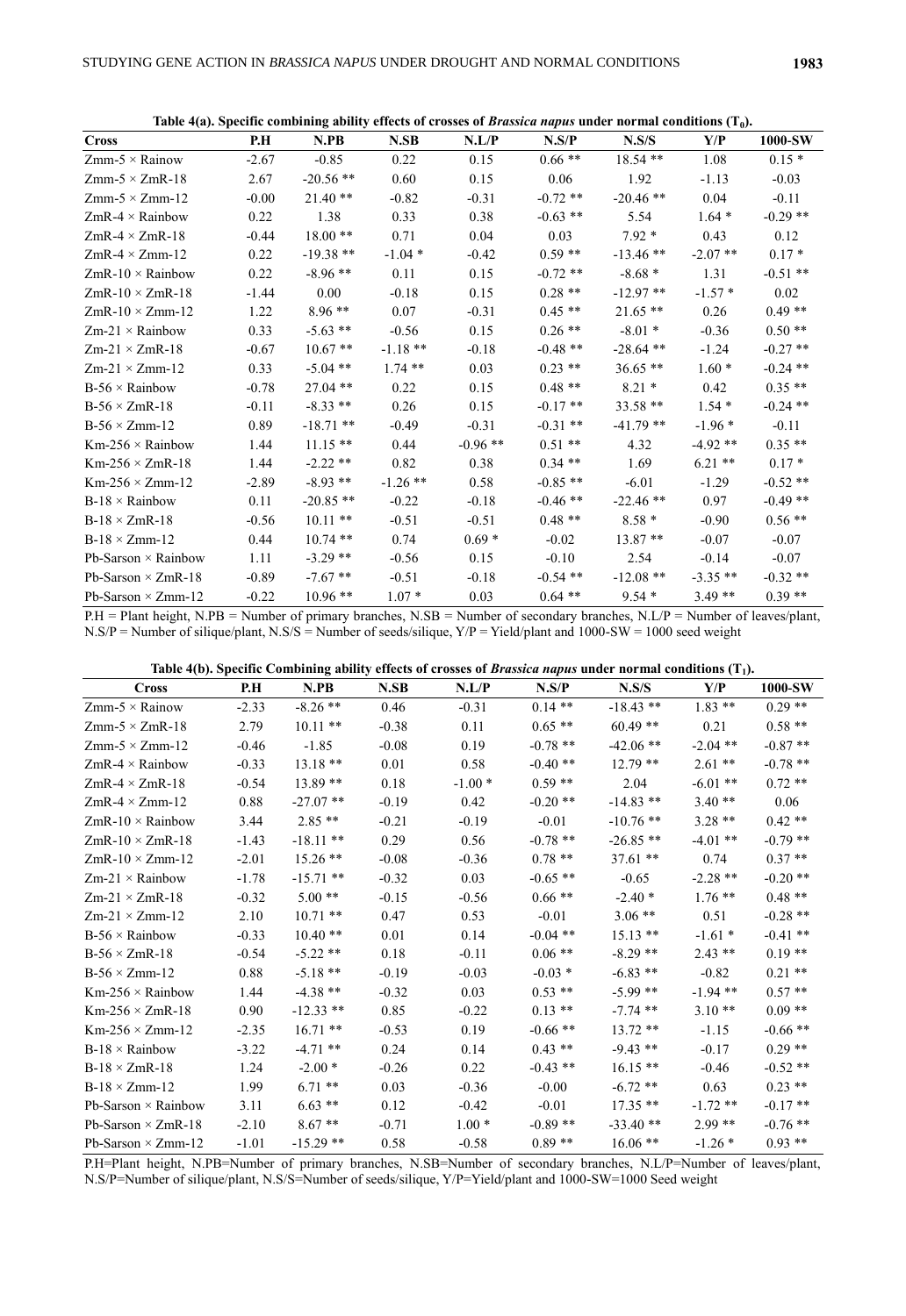**Table 4(a). Specific combining ability effects of crosses of *Brassica napus* under normal conditions ($T_0$).**

| Cross | P.H | N.PB | N.SB | N.L/P | N.S/P | N.S/S | Y/P | 1000-SW |
|---|---|---|---|---|---|---|---|---|
| Zmm-5 × Rainow | -2.67 | -0.85 | 0.22 | 0.15 | 0.66 ** | 18.54 ** | 1.08 | 0.15 * |
| Zmm-5 × ZmR-18 | 2.67 | -20.56 ** | 0.60 | 0.15 | 0.06 | 1.92 | -1.13 | -0.03 |
| Zmm-5 × Zmm-12 | -0.00 | 21.40 ** | -0.82 | -0.31 | -0.72 ** | -20.46 ** | 0.04 | -0.11 |
| ZmR-4 × Rainbow | 0.22 | 1.38 | 0.33 | 0.38 | -0.63 ** | 5.54 | 1.64 * | -0.29 ** |
| ZmR-4 × ZmR-18 | -0.44 | 18.00 ** | 0.71 | 0.04 | 0.03 | 7.92 * | 0.43 | 0.12 |
| ZmR-4 × Zmm-12 | 0.22 | -19.38 ** | -1.04 * | -0.42 | 0.59 ** | -13.46 ** | -2.07 ** | 0.17 * |
| ZmR-10 × Rainbow | 0.22 | -8.96 ** | 0.11 | 0.15 | -0.72 ** | -8.68 * | 1.31 | -0.51 ** |
| ZmR-10 × ZmR-18 | -1.44 | 0.00 | -0.18 | 0.15 | 0.28 ** | -12.97 ** | -1.57 * | 0.02 |
| ZmR-10 × Zmm-12 | 1.22 | 8.96 ** | 0.07 | -0.31 | 0.45 ** | 21.65 ** | 0.26 | 0.49 ** |
| Zm-21 × Rainbow | 0.33 | -5.63 ** | -0.56 | 0.15 | 0.26 ** | -8.01 * | -0.36 | 0.50 ** |
| Zm-21 × ZmR-18 | -0.67 | 10.67 ** | -1.18 ** | -0.18 | -0.48 ** | -28.64 ** | -1.24 | -0.27 ** |
| Zm-21 × Zmm-12 | 0.33 | -5.04 ** | 1.74 ** | 0.03 | 0.23 ** | 36.65 ** | 1.60 * | -0.24 ** |
| B-56 × Rainbow | -0.78 | 27.04 ** | 0.22 | 0.15 | 0.48 ** | 8.21 * | 0.42 | 0.35 ** |
| B-56 × ZmR-18 | -0.11 | -8.33 ** | 0.26 | 0.15 | -0.17 ** | 33.58 ** | 1.54 * | -0.24 ** |
| B-56 × Zmm-12 | 0.89 | -18.71 ** | -0.49 | -0.31 | -0.31 ** | -41.79 ** | -1.96 * | -0.11 |
| Km-256 × Rainbow | 1.44 | 11.15 ** | 0.44 | -0.96 ** | 0.51 ** | 4.32 | -4.92 ** | 0.35 ** |
| Km-256 × ZmR-18 | 1.44 | -2.22 ** | 0.82 | 0.38 | 0.34 ** | 1.69 | 6.21 ** | 0.17 * |
| Km-256 × Zmm-12 | -2.89 | -8.93 ** | -1.26 ** | 0.58 | -0.85 ** | -6.01 | -1.29 | -0.52 ** |
| B-18 × Rainbow | 0.11 | -20.85 ** | -0.22 | -0.18 | -0.46 ** | -22.46 ** | 0.97 | -0.49 ** |
| B-18 × ZmR-18 | -0.56 | 10.11 ** | -0.51 | -0.51 | 0.48 ** | 8.58 * | -0.90 | 0.56 ** |
| B-18 × Zmm-12 | 0.44 | 10.74 ** | 0.74 | 0.69 * | -0.02 | 13.87 ** | -0.07 | -0.07 |
| Pb-Sarson × Rainbow | 1.11 | -3.29 ** | -0.56 | 0.15 | -0.10 | 2.54 | -0.14 | -0.07 |
| Pb-Sarson × ZmR-18 | -0.89 | -7.67 ** | -0.51 | -0.18 | -0.54 ** | -12.08 ** | -3.35 ** | -0.32 ** |
| Pb-Sarson × Zmm-12 | -0.22 | 10.96 ** | 1.07 * | 0.03 | 0.64 ** | 9.54 * | 3.49 ** | 0.39 ** |

P.H = Plant height, N.PB = Number of primary branches, N.SB = Number of secondary branches, N.L/P = Number of leaves/plant, N.S/P = Number of silique/plant, N.S/S = Number of seeds/silique, Y/P = Yield/plant and 1000-SW = 1000 seed weight

**Table 4(b). Specific Combining ability effects of crosses of *Brassica napus* under normal conditions ($T_1$).**

| Cross | P.H | N.PB | N.SB | N.L/P | N.S/P | N.S/S | Y/P | 1000-SW |
|---|---|---|---|---|---|---|---|---|
| Zmm-5 × Rainow | -2.33 | -8.26 ** | 0.46 | -0.31 | 0.14 ** | -18.43 ** | 1.83 ** | 0.29 ** |
| Zmm-5 × ZmR-18 | 2.79 | 10.11 ** | -0.38 | 0.11 | 0.65 ** | 60.49 ** | 0.21 | 0.58 ** |
| Zmm-5 × Zmm-12 | -0.46 | -1.85 | -0.08 | 0.19 | -0.78 ** | -42.06 ** | -2.04 ** | -0.87 ** |
| ZmR-4 × Rainbow | -0.33 | 13.18 ** | 0.01 | 0.58 | -0.40 ** | 12.79 ** | 2.61 ** | -0.78 ** |
| ZmR-4 × ZmR-18 | -0.54 | 13.89 ** | 0.18 | -1.00 * | 0.59 ** | 2.04 | -6.01 ** | 0.72 ** |
| ZmR-4 × Zmm-12 | 0.88 | -27.07 ** | -0.19 | 0.42 | -0.20 ** | -14.83 ** | 3.40 ** | 0.06 |
| ZmR-10 × Rainbow | 3.44 | 2.85 ** | -0.21 | -0.19 | -0.01 | -10.76 ** | 3.28 ** | 0.42 ** |
| ZmR-10 × ZmR-18 | -1.43 | -18.11 ** | 0.29 | 0.56 | -0.78 ** | -26.85 ** | -4.01 ** | -0.79 ** |
| ZmR-10 × Zmm-12 | -2.01 | 15.26 ** | -0.08 | -0.36 | 0.78 ** | 37.61 ** | 0.74 | 0.37 ** |
| Zm-21 × Rainbow | -1.78 | -15.71 ** | -0.32 | 0.03 | -0.65 ** | -0.65 | -2.28 ** | -0.20 ** |
| Zm-21 × ZmR-18 | -0.32 | 5.00 ** | -0.15 | -0.56 | 0.66 ** | -2.40 * | 1.76 ** | 0.48 ** |
| Zm-21 × Zmm-12 | 2.10 | 10.71 ** | 0.47 | 0.53 | -0.01 | 3.06 ** | 0.51 | -0.28 ** |
| B-56 × Rainbow | -0.33 | 10.40 ** | 0.01 | 0.14 | -0.04 ** | 15.13 ** | -1.61 * | -0.41 ** |
| B-56 × ZmR-18 | -0.54 | -5.22 ** | 0.18 | -0.11 | 0.06 ** | -8.29 ** | 2.43 ** | 0.19 ** |
| B-56 × Zmm-12 | 0.88 | -5.18 ** | -0.19 | -0.03 | -0.03 * | -6.83 ** | -0.82 | 0.21 ** |
| Km-256 × Rainbow | 1.44 | -4.38 ** | -0.32 | 0.03 | 0.53 ** | -5.99 ** | -1.94 ** | 0.57 ** |
| Km-256 × ZmR-18 | 0.90 | -12.33 ** | 0.85 | -0.22 | 0.13 ** | -7.74 ** | 3.10 ** | 0.09 ** |
| Km-256 × Zmm-12 | -2.35 | 16.71 ** | -0.53 | 0.19 | -0.66 ** | 13.72 ** | -1.15 | -0.66 ** |
| B-18 × Rainbow | -3.22 | -4.71 ** | 0.24 | 0.14 | 0.43 ** | -9.43 ** | -0.17 | 0.29 ** |
| B-18 × ZmR-18 | 1.24 | -2.00 * | -0.26 | 0.22 | -0.43 ** | 16.15 ** | -0.46 | -0.52 ** |
| B-18 × Zmm-12 | 1.99 | 6.71 ** | 0.03 | -0.36 | -0.00 | -6.72 ** | 0.63 | 0.23 ** |
| Pb-Sarson × Rainbow | 3.11 | 6.63 ** | 0.12 | -0.42 | -0.01 | 17.35 ** | -1.72 ** | -0.17 ** |
| Pb-Sarson × ZmR-18 | -2.10 | 8.67 ** | -0.71 | 1.00 * | -0.89 ** | -33.40 ** | 2.99 ** | -0.76 ** |
| Pb-Sarson × Zmm-12 | -1.01 | -15.29 ** | 0.58 | -0.58 | 0.89 ** | 16.06 ** | -1.26 * | 0.93 ** |

P.H=Plant height, N.PB=Number of primary branches, N.SB=Number of secondary branches, N.L/P=Number of leaves/plant, N.S/P=Number of silique/plant, N.S/S=Number of seeds/silique, Y/P=Yield/plant and 1000-SW=1000 Seed weight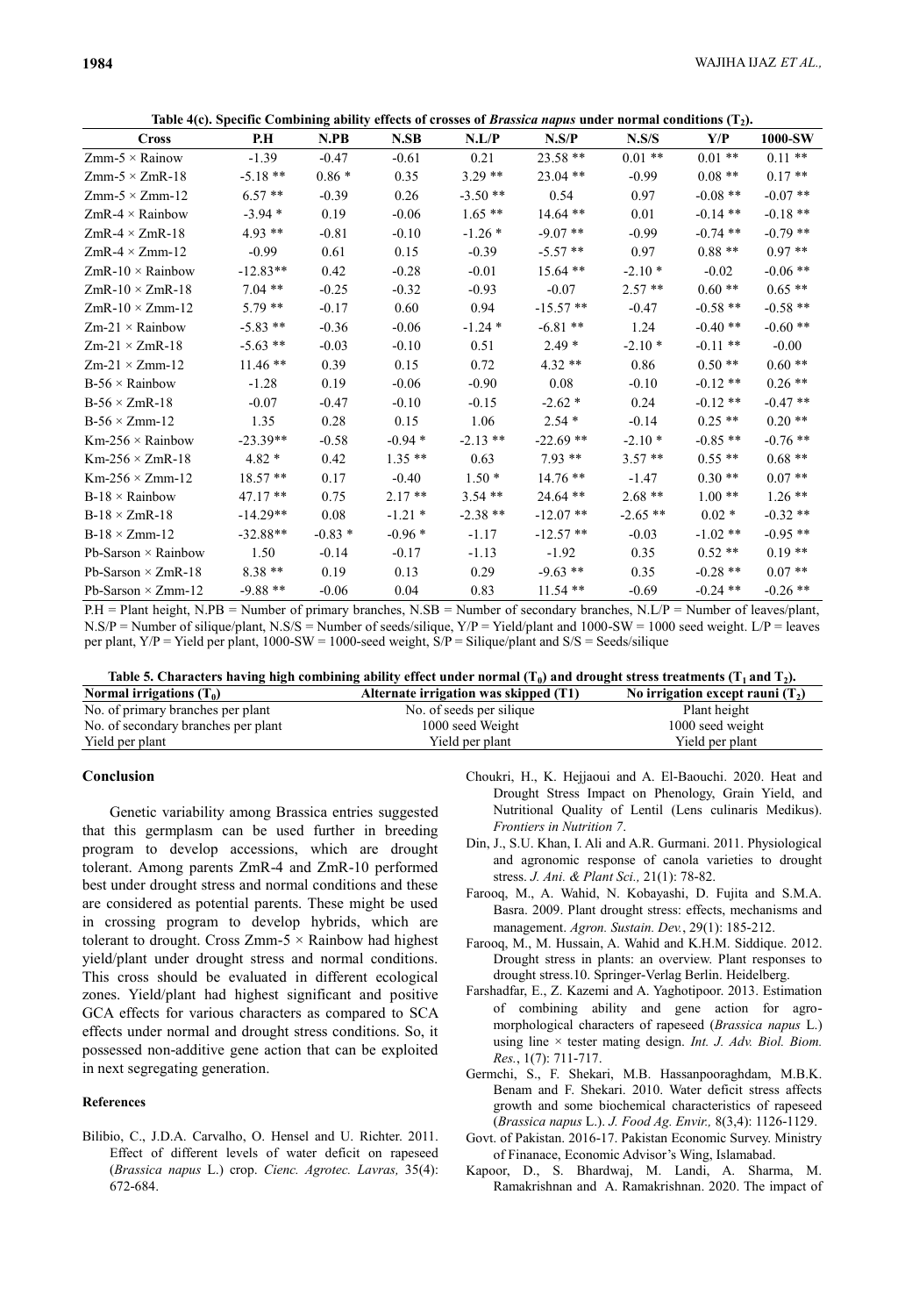**Table 4(c). Specific Combining ability effects of crosses of *Brassica napus* under normal conditions ($T_2$).**

| Cross | P.H | N.PB | N.SB | N.L/P | N.S/P | N.S/S | Y/P | 1000-SW |
|---|---|---|---|---|---|---|---|---|
| Zmm-5 × Rainow | -1.39 | -0.47 | -0.61 | 0.21 | 23.58 ** | 0.01 ** | 0.01 ** | 0.11 ** |
| Zmm-5 × ZmR-18 | -5.18 ** | 0.86 * | 0.35 | 3.29 ** | 23.04 ** | -0.99 | 0.08 ** | 0.17 ** |
| Zmm-5 × Zmm-12 | 6.57 ** | -0.39 | 0.26 | -3.50 ** | 0.54 | 0.97 | -0.08 ** | -0.07 ** |
| ZmR-4 × Rainbow | -3.94 * | 0.19 | -0.06 | 1.65 ** | 14.64 ** | 0.01 | -0.14 ** | -0.18 ** |
| ZmR-4 × ZmR-18 | 4.93 ** | -0.81 | -0.10 | -1.26 * | -9.07 ** | -0.99 | -0.74 ** | -0.79 ** |
| ZmR-4 × Zmm-12 | -0.99 | 0.61 | 0.15 | -0.39 | -5.57 ** | 0.97 | 0.88 ** | 0.97 ** |
| ZmR-10 × Rainbow | -12.83** | 0.42 | -0.28 | -0.01 | 15.64 ** | -2.10 * | -0.02 | -0.06 ** |
| ZmR-10 × ZmR-18 | 7.04 ** | -0.25 | -0.32 | -0.93 | -0.07 | 2.57 ** | 0.60 ** | 0.65 ** |
| ZmR-10 × Zmm-12 | 5.79 ** | -0.17 | 0.60 | 0.94 | -15.57 ** | -0.47 | -0.58 ** | -0.58 ** |
| Zm-21 × Rainbow | -5.83 ** | -0.36 | -0.06 | -1.24 * | -6.81 ** | 1.24 | -0.40 ** | -0.60 ** |
| Zm-21 × ZmR-18 | -5.63 ** | -0.03 | -0.10 | 0.51 | 2.49 * | -2.10 * | -0.11 ** | -0.00 |
| Zm-21 × Zmm-12 | 11.46 ** | 0.39 | 0.15 | 0.72 | 4.32 ** | 0.86 | 0.50 ** | 0.60 ** |
| B-56 × Rainbow | -1.28 | 0.19 | -0.06 | -0.90 | 0.08 | -0.10 | -0.12 ** | 0.26 ** |
| B-56 × ZmR-18 | -0.07 | -0.47 | -0.10 | -0.15 | -2.62 * | 0.24 | -0.12 ** | -0.47 ** |
| B-56 × Zmm-12 | 1.35 | 0.28 | 0.15 | 1.06 | 2.54 * | -0.14 | 0.25 ** | 0.20 ** |
| Km-256 × Rainbow | -23.39** | -0.58 | -0.94 * | -2.13 ** | -22.69 ** | -2.10 * | -0.85 ** | -0.76 ** |
| Km-256 × ZmR-18 | 4.82 * | 0.42 | 1.35 ** | 0.63 | 7.93 ** | 3.57 ** | 0.55 ** | 0.68 ** |
| Km-256 × Zmm-12 | 18.57 ** | 0.17 | -0.40 | 1.50 * | 14.76 ** | -1.47 | 0.30 ** | 0.07 ** |
| B-18 × Rainbow | 47.17 ** | 0.75 | 2.17 ** | 3.54 ** | 24.64 ** | 2.68 ** | 1.00 ** | 1.26 ** |
| B-18 × ZmR-18 | -14.29** | 0.08 | -1.21 * | -2.38 ** | -12.07 ** | -2.65 ** | 0.02 * | -0.32 ** |
| B-18 × Zmm-12 | -32.88** | -0.83 * | -0.96 * | -1.17 | -12.57 ** | -0.03 | -1.02 ** | -0.95 ** |
| Pb-Sarson × Rainbow | 1.50 | -0.14 | -0.17 | -1.13 | -1.92 | 0.35 | 0.52 ** | 0.19 ** |
| Pb-Sarson × ZmR-18 | 8.38 ** | 0.19 | 0.13 | 0.29 | -9.63 ** | 0.35 | -0.28 ** | 0.07 ** |
| Pb-Sarson × Zmm-12 | -9.88 ** | -0.06 | 0.04 | 0.83 | 11.54 ** | -0.69 | -0.24 ** | -0.26 ** |

P.H = Plant height, N.PB = Number of primary branches, N.SB = Number of secondary branches, N.L/P = Number of leaves/plant, N.S/P = Number of silique/plant, N.S/S = Number of seeds/silique, Y/P = Yield/plant and 1000-SW = 1000 seed weight. L/P = leaves per plant, Y/P = Yield per plant, 1000-SW = 1000-seed weight, S/P = Silique/plant and S/S = Seeds/silique

**Table 5. Characters having high combining ability effect under normal ($T_0$) and drought stress treatments ($T_1$ and $T_2$).**

| Normal irrigations ($T_0$) | Alternate irrigation was skipped (T1) | No irrigation except rauni ($T_2$) |
|---|---|---|
| No. of primary branches per plant | No. of seeds per silique | Plant height |
| No. of secondary branches per plant | 1000 seed Weight | 1000 seed weight |
| Yield per plant | Yield per plant | Yield per plant |

## Conclusion

Genetic variability among Brassica entries suggested that this germplasm can be used further in breeding program to develop accessions, which are drought tolerant. Among parents ZmR-4 and ZmR-10 performed best under drought stress and normal conditions and these are considered as potential parents. These might be used in crossing program to develop hybrids, which are tolerant to drought. Cross Zmm-5 × Rainbow had highest yield/plant under drought stress and normal conditions. This cross should be evaluated in different ecological zones. Yield/plant had highest significant and positive GCA effects for various characters as compared to SCA effects under normal and drought stress conditions. So, it possessed non-additive gene action that can be exploited in next segregating generation.

### References

Bilibio, C., J.D.A. Carvalho, O. Hensel and U. Richter. 2011. Effect of different levels of water deficit on rapeseed (*Brassica napus* L.) crop. *Cienc. Agrotec. Lavras,* 35(4): 672-684.

Choukri, H., K. Hejjaoui and A. El-Baouchi. 2020. Heat and Drought Stress Impact on Phenology, Grain Yield, and Nutritional Quality of Lentil (Lens culinaris Medikus). *Frontiers in Nutrition 7*.

Din, J., S.U. Khan, I. Ali and A.R. Gurmani. 2011. Physiological and agronomic response of canola varieties to drought stress. *J. Ani. & Plant Sci.,* 21(1): 78-82.

Farooq, M., A. Wahid, N. Kobayashi, D. Fujita and S.M.A. Basra. 2009. Plant drought stress: effects, mechanisms and management. *Agron. Sustain. Dev.*, 29(1): 185-212.

Farooq, M., M. Hussain, A. Wahid and K.H.M. Siddique. 2012. Drought stress in plants: an overview. Plant responses to drought stress.10. Springer-Verlag Berlin. Heidelberg.

Farshadfar, E., Z. Kazemi and A. Yaghotipoor. 2013. Estimation of combining ability and gene action for agro-morphological characters of rapeseed (*Brassica napus* L.) using line × tester mating design. *Int. J. Adv. Biol. Biom. Res.*, 1(7): 711-717.

Germchi, S., F. Shekari, M.B. Hassanpooraghdam, M.B.K. Benam and F. Shekari. 2010. Water deficit stress affects growth and some biochemical characteristics of rapeseed (*Brassica napus* L.). *J. Food Ag. Envir.,* 8(3,4): 1126-1129.

Govt. of Pakistan. 2016-17. Pakistan Economic Survey. Ministry of Finanace, Economic Advisor's Wing, Islamabad.

Kapoor, D., S. Bhardwaj, M. Landi, A. Sharma, M. Ramakrishnan and A. Ramakrishnan. 2020. The impact of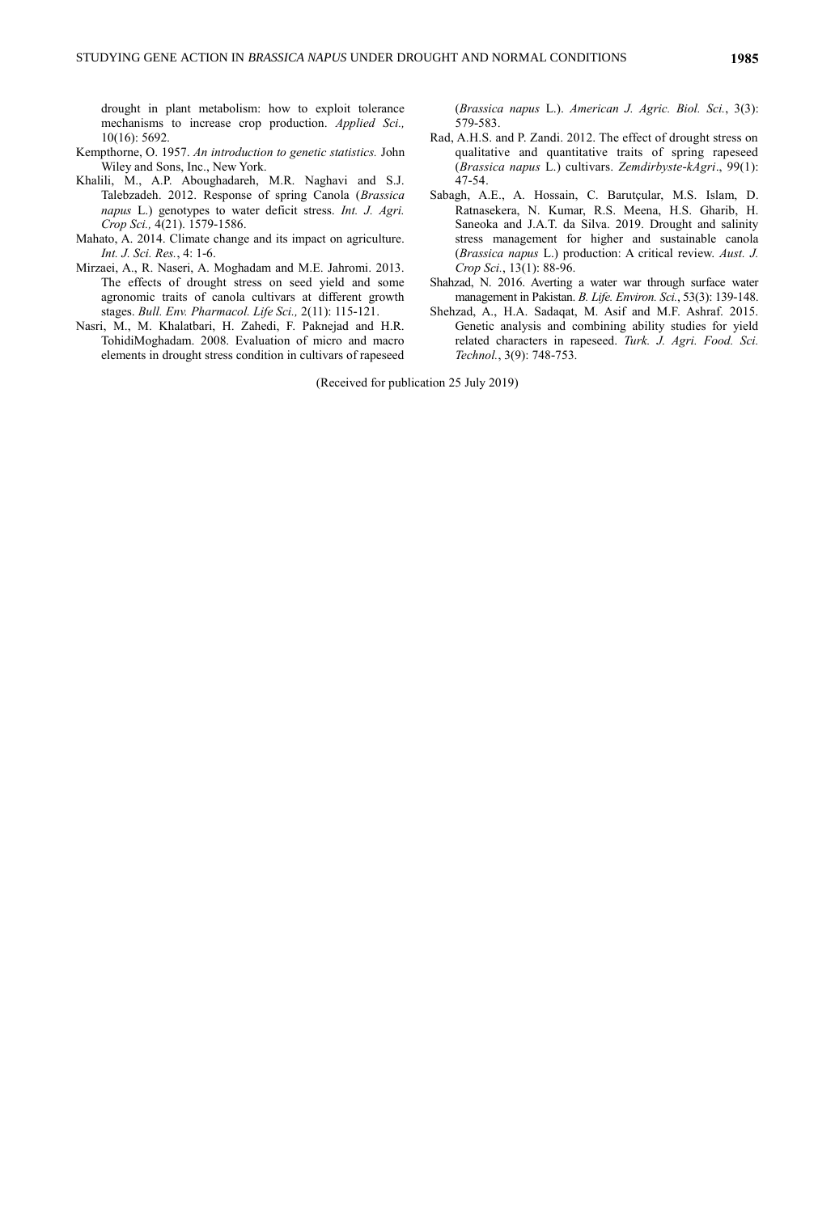drought in plant metabolism: how to exploit tolerance mechanisms to increase crop production. *Applied Sci.,* 10(16): 5692.

Kempthorne, O. 1957. *An introduction to genetic statistics.* John Wiley and Sons, Inc., New York.

Khalili, M., A.P. Aboughadareh, M.R. Naghavi and S.J. Talebzadeh. 2012. Response of spring Canola (*Brassica napus* L.) genotypes to water deficit stress. *Int. J. Agri. Crop Sci.,* 4(21). 1579-1586.

Mahato, A. 2014. Climate change and its impact on agriculture. *Int. J. Sci. Res.*, 4: 1-6.

Mirzaei, A., R. Naseri, A. Moghadam and M.E. Jahromi. 2013. The effects of drought stress on seed yield and some agronomic traits of canola cultivars at different growth stages. *Bull. Env. Pharmacol. Life Sci.,* 2(11): 115-121.

Nasri, M., M. Khalatbari, H. Zahedi, F. Paknejad and H.R. TohidiMoghadam. 2008. Evaluation of micro and macro elements in drought stress condition in cultivars of rapeseed (*Brassica napus* L.). *American J. Agric. Biol. Sci.*, 3(3): 579-583.

Rad, A.H.S. and P. Zandi. 2012. The effect of drought stress on qualitative and quantitative traits of spring rapeseed (*Brassica napus* L.) cultivars. *Zemdirbyste-kAgri*., 99(1): 47-54.

Sabagh, A.E., A. Hossain, C. Barutçular, M.S. Islam, D. Ratnasekera, N. Kumar, R.S. Meena, H.S. Gharib, H. Saneoka and J.A.T. da Silva. 2019. Drought and salinity stress management for higher and sustainable canola (*Brassica napus* L.) production: A critical review. *Aust. J. Crop Sci.*, 13(1): 88-96.

Shahzad, N. 2016. Averting a water war through surface water management in Pakistan. *B. Life. Environ. Sci.*, 53(3): 139-148.

Shehzad, A., H.A. Sadaqat, M. Asif and M.F. Ashraf. 2015. Genetic analysis and combining ability studies for yield related characters in rapeseed. *Turk. J. Agri. Food. Sci. Technol.*, 3(9): 748-753.

(Received for publication 25 July 2019)